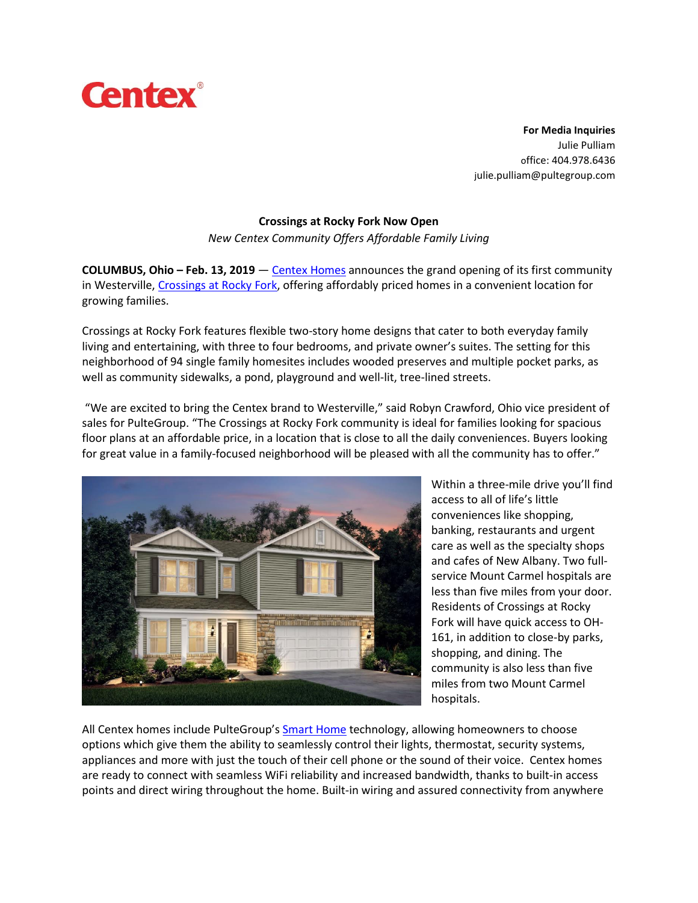# Centex®

**For Media Inquiries**
Julie Pulliam
office: 404.978.6436
julie.pulliam@pultegroup.com

## Crossings at Rocky Fork Now Open

*New Centex Community Offers Affordable Family Living*

**COLUMBUS, Ohio – Feb. 13, 2019** — Centex Homes announces the grand opening of its first community in Westerville, Crossings at Rocky Fork, offering affordably priced homes in a convenient location for growing families.

Crossings at Rocky Fork features flexible two-story home designs that cater to both everyday family living and entertaining, with three to four bedrooms, and private owner's suites. The setting for this neighborhood of 94 single family homesites includes wooded preserves and multiple pocket parks, as well as community sidewalks, a pond, playground and well-lit, tree-lined streets.

"We are excited to bring the Centex brand to Westerville," said Robyn Crawford, Ohio vice president of sales for PulteGroup. "The Crossings at Rocky Fork community is ideal for families looking for spacious floor plans at an affordable price, in a location that is close to all the daily conveniences. Buyers looking for great value in a family-focused neighborhood will be pleased with all the community has to offer."

Within a three-mile drive you'll find access to all of life's little conveniences like shopping, banking, restaurants and urgent care as well as the specialty shops and cafes of New Albany. Two full-service Mount Carmel hospitals are less than five miles from your door. Residents of Crossings at Rocky Fork will have quick access to OH-161, in addition to close-by parks, shopping, and dining. The community is also less than five miles from two Mount Carmel hospitals.

All Centex homes include PulteGroup's Smart Home technology, allowing homeowners to choose options which give them the ability to seamlessly control their lights, thermostat, security systems, appliances and more with just the touch of their cell phone or the sound of their voice. Centex homes are ready to connect with seamless WiFi reliability and increased bandwidth, thanks to built-in access points and direct wiring throughout the home. Built-in wiring and assured connectivity from anywhere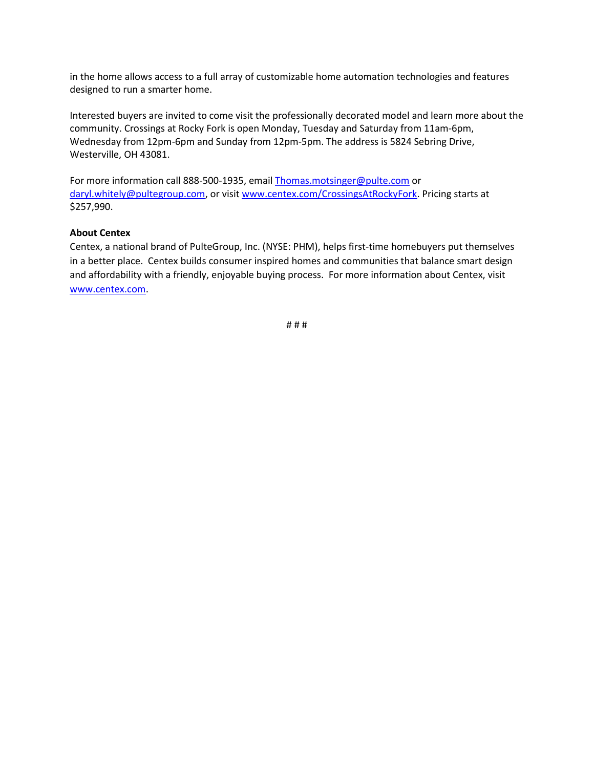in the home allows access to a full array of customizable home automation technologies and features designed to run a smarter home.

Interested buyers are invited to come visit the professionally decorated model and learn more about the community. Crossings at Rocky Fork is open Monday, Tuesday and Saturday from 11am-6pm, Wednesday from 12pm-6pm and Sunday from 12pm-5pm. The address is 5824 Sebring Drive, Westerville, OH 43081.

For more information call 888-500-1935, email Thomas.motsinger@pulte.com or daryl.whitely@pultegroup.com, or visit www.centex.com/CrossingsAtRockyFork. Pricing starts at $257,990.

**About Centex**

Centex, a national brand of PulteGroup, Inc. (NYSE: PHM), helps first-time homebuyers put themselves in a better place. Centex builds consumer inspired homes and communities that balance smart design and affordability with a friendly, enjoyable buying process. For more information about Centex, visit www.centex.com.

# # #